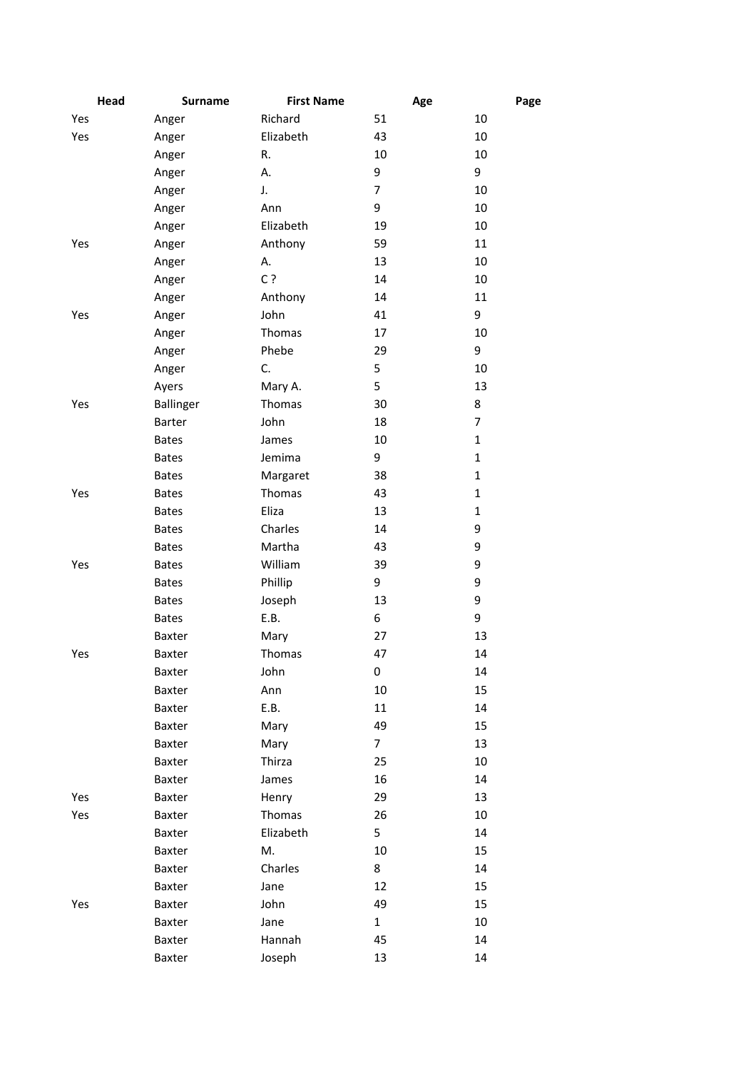| Head | Surname | First Name | Age | Page |
|---|---|---|---|---|
| Yes | Anger | Richard | 51 | 10 |
| Yes | Anger | Elizabeth | 43 | 10 |
| | Anger | R. | 10 | 10 |
| | Anger | A. | 9 | 9 |
| | Anger | J. | 7 | 10 |
| | Anger | Ann | 9 | 10 |
| | Anger | Elizabeth | 19 | 10 |
| Yes | Anger | Anthony | 59 | 11 |
| | Anger | A. | 13 | 10 |
| | Anger | C ? | 14 | 10 |
| | Anger | Anthony | 14 | 11 |
| Yes | Anger | John | 41 | 9 |
| | Anger | Thomas | 17 | 10 |
| | Anger | Phebe | 29 | 9 |
| | Anger | C. | 5 | 10 |
| | Ayers | Mary A. | 5 | 13 |
| Yes | Ballinger | Thomas | 30 | 8 |
| | Barter | John | 18 | 7 |
| | Bates | James | 10 | 1 |
| | Bates | Jemima | 9 | 1 |
| | Bates | Margaret | 38 | 1 |
| Yes | Bates | Thomas | 43 | 1 |
| | Bates | Eliza | 13 | 1 |
| | Bates | Charles | 14 | 9 |
| | Bates | Martha | 43 | 9 |
| Yes | Bates | William | 39 | 9 |
| | Bates | Phillip | 9 | 9 |
| | Bates | Joseph | 13 | 9 |
| | Bates | E.B. | 6 | 9 |
| | Baxter | Mary | 27 | 13 |
| Yes | Baxter | Thomas | 47 | 14 |
| | Baxter | John | 0 | 14 |
| | Baxter | Ann | 10 | 15 |
| | Baxter | E.B. | 11 | 14 |
| | Baxter | Mary | 49 | 15 |
| | Baxter | Mary | 7 | 13 |
| | Baxter | Thirza | 25 | 10 |
| | Baxter | James | 16 | 14 |
| Yes | Baxter | Henry | 29 | 13 |
| Yes | Baxter | Thomas | 26 | 10 |
| | Baxter | Elizabeth | 5 | 14 |
| | Baxter | M. | 10 | 15 |
| | Baxter | Charles | 8 | 14 |
| | Baxter | Jane | 12 | 15 |
| Yes | Baxter | John | 49 | 15 |
| | Baxter | Jane | 1 | 10 |
| | Baxter | Hannah | 45 | 14 |
| | Baxter | Joseph | 13 | 14 |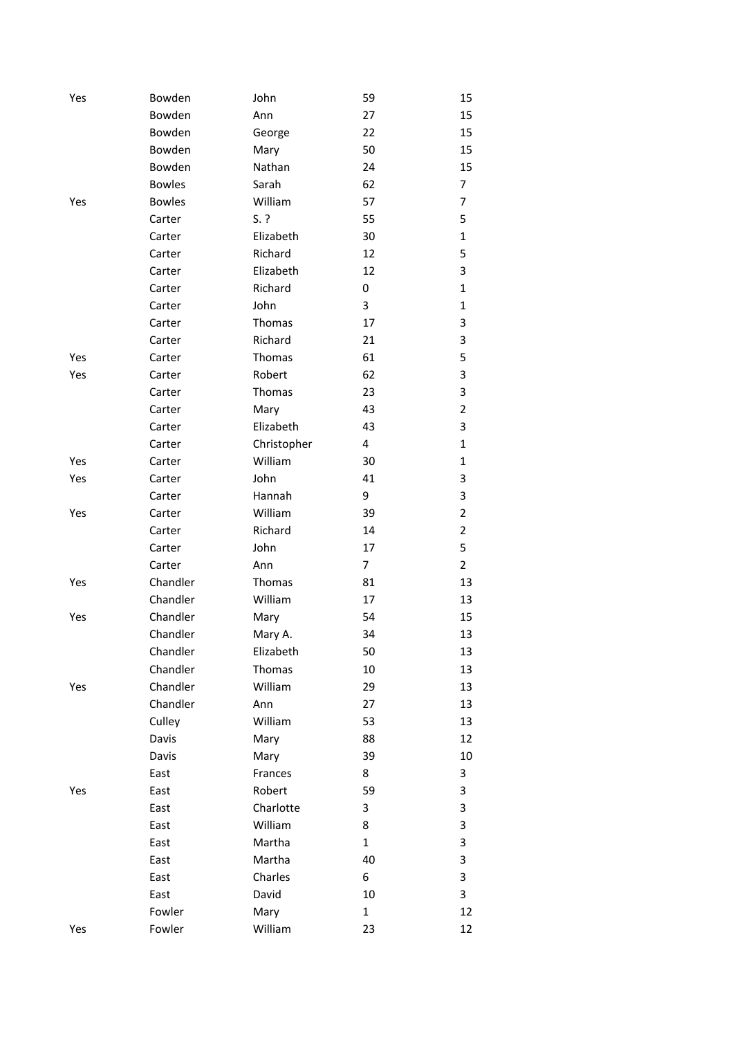| | | | | |
|---|---|---|---|---|
| Yes | Bowden | John | 59 | 15 |
| | Bowden | Ann | 27 | 15 |
| | Bowden | George | 22 | 15 |
| | Bowden | Mary | 50 | 15 |
| | Bowden | Nathan | 24 | 15 |
| | Bowles | Sarah | 62 | 7 |
| Yes | Bowles | William | 57 | 7 |
| | Carter | S. ? | 55 | 5 |
| | Carter | Elizabeth | 30 | 1 |
| | Carter | Richard | 12 | 5 |
| | Carter | Elizabeth | 12 | 3 |
| | Carter | Richard | 0 | 1 |
| | Carter | John | 3 | 1 |
| | Carter | Thomas | 17 | 3 |
| | Carter | Richard | 21 | 3 |
| Yes | Carter | Thomas | 61 | 5 |
| Yes | Carter | Robert | 62 | 3 |
| | Carter | Thomas | 23 | 3 |
| | Carter | Mary | 43 | 2 |
| | Carter | Elizabeth | 43 | 3 |
| | Carter | Christopher | 4 | 1 |
| Yes | Carter | William | 30 | 1 |
| Yes | Carter | John | 41 | 3 |
| | Carter | Hannah | 9 | 3 |
| Yes | Carter | William | 39 | 2 |
| | Carter | Richard | 14 | 2 |
| | Carter | John | 17 | 5 |
| | Carter | Ann | 7 | 2 |
| Yes | Chandler | Thomas | 81 | 13 |
| | Chandler | William | 17 | 13 |
| Yes | Chandler | Mary | 54 | 15 |
| | Chandler | Mary A. | 34 | 13 |
| | Chandler | Elizabeth | 50 | 13 |
| | Chandler | Thomas | 10 | 13 |
| Yes | Chandler | William | 29 | 13 |
| | Chandler | Ann | 27 | 13 |
| | Culley | William | 53 | 13 |
| | Davis | Mary | 88 | 12 |
| | Davis | Mary | 39 | 10 |
| | East | Frances | 8 | 3 |
| Yes | East | Robert | 59 | 3 |
| | East | Charlotte | 3 | 3 |
| | East | William | 8 | 3 |
| | East | Martha | 1 | 3 |
| | East | Martha | 40 | 3 |
| | East | Charles | 6 | 3 |
| | East | David | 10 | 3 |
| | Fowler | Mary | 1 | 12 |
| Yes | Fowler | William | 23 | 12 |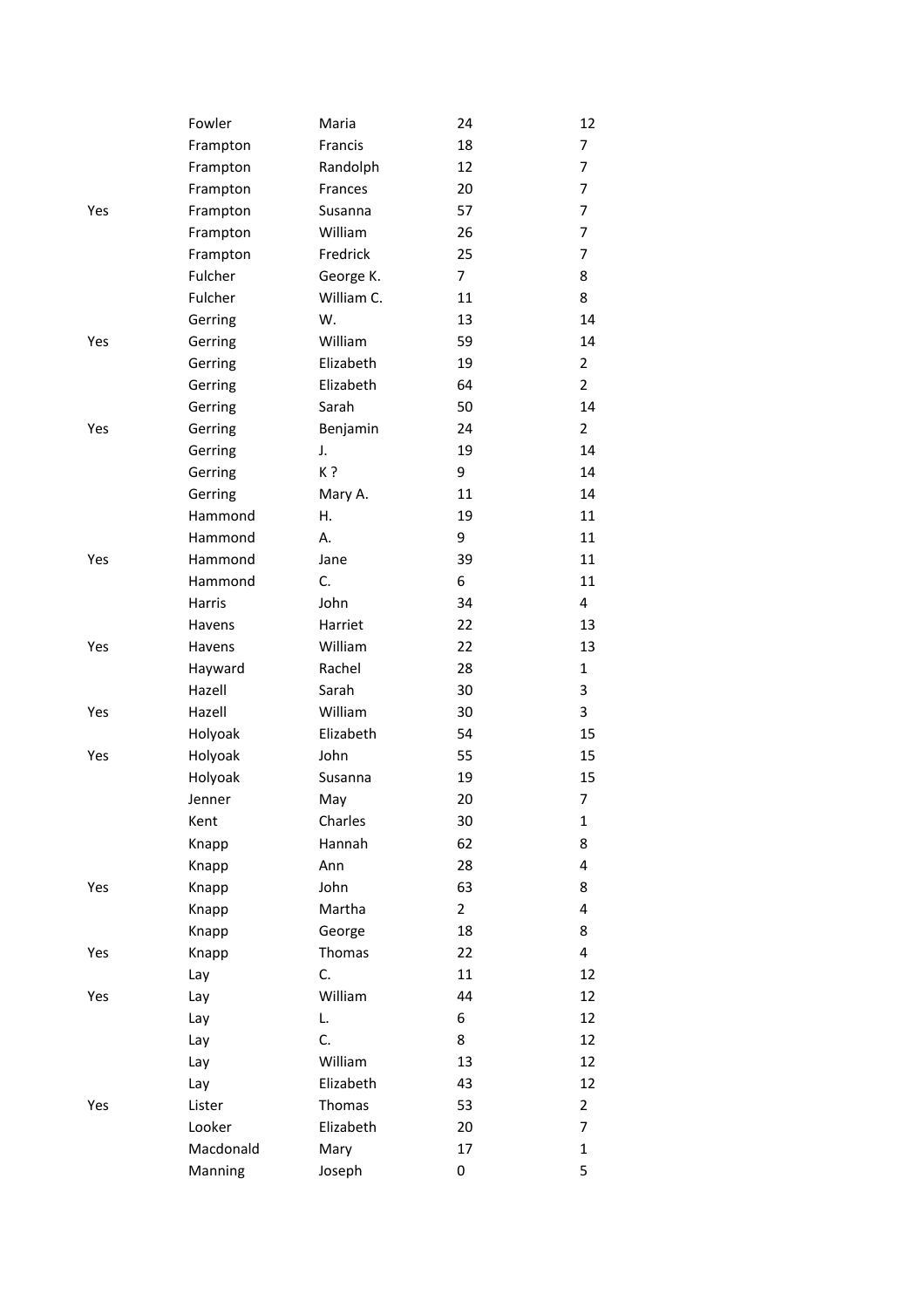| | | | | |
|---|---|---|---|---|
| | Fowler | Maria | 24 | 12 |
| | Frampton | Francis | 18 | 7 |
| | Frampton | Randolph | 12 | 7 |
| | Frampton | Frances | 20 | 7 |
| Yes | Frampton | Susanna | 57 | 7 |
| | Frampton | William | 26 | 7 |
| | Frampton | Fredrick | 25 | 7 |
| | Fulcher | George K. | 7 | 8 |
| | Fulcher | William C. | 11 | 8 |
| | Gerring | W. | 13 | 14 |
| Yes | Gerring | William | 59 | 14 |
| | Gerring | Elizabeth | 19 | 2 |
| | Gerring | Elizabeth | 64 | 2 |
| | Gerring | Sarah | 50 | 14 |
| Yes | Gerring | Benjamin | 24 | 2 |
| | Gerring | J. | 19 | 14 |
| | Gerring | K ? | 9 | 14 |
| | Gerring | Mary A. | 11 | 14 |
| | Hammond | H. | 19 | 11 |
| | Hammond | A. | 9 | 11 |
| Yes | Hammond | Jane | 39 | 11 |
| | Hammond | C. | 6 | 11 |
| | Harris | John | 34 | 4 |
| | Havens | Harriet | 22 | 13 |
| Yes | Havens | William | 22 | 13 |
| | Hayward | Rachel | 28 | 1 |
| | Hazell | Sarah | 30 | 3 |
| Yes | Hazell | William | 30 | 3 |
| | Holyoak | Elizabeth | 54 | 15 |
| Yes | Holyoak | John | 55 | 15 |
| | Holyoak | Susanna | 19 | 15 |
| | Jenner | May | 20 | 7 |
| | Kent | Charles | 30 | 1 |
| | Knapp | Hannah | 62 | 8 |
| | Knapp | Ann | 28 | 4 |
| Yes | Knapp | John | 63 | 8 |
| | Knapp | Martha | 2 | 4 |
| | Knapp | George | 18 | 8 |
| Yes | Knapp | Thomas | 22 | 4 |
| | Lay | C. | 11 | 12 |
| Yes | Lay | William | 44 | 12 |
| | Lay | L. | 6 | 12 |
| | Lay | C. | 8 | 12 |
| | Lay | William | 13 | 12 |
| | Lay | Elizabeth | 43 | 12 |
| Yes | Lister | Thomas | 53 | 2 |
| | Looker | Elizabeth | 20 | 7 |
| | Macdonald | Mary | 17 | 1 |
| | Manning | Joseph | 0 | 5 |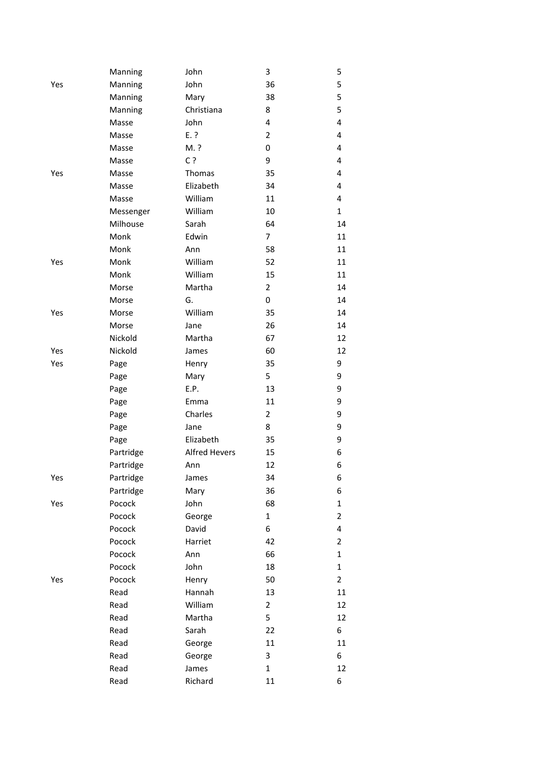|  |  |  |  |  |
|---|---|---|---|---|
|  | Manning | John | 3 | 5 |
| Yes | Manning | John | 36 | 5 |
|  | Manning | Mary | 38 | 5 |
|  | Manning | Christiana | 8 | 5 |
|  | Masse | John | 4 | 4 |
|  | Masse | E. ? | 2 | 4 |
|  | Masse | M. ? | 0 | 4 |
|  | Masse | C ? | 9 | 4 |
| Yes | Masse | Thomas | 35 | 4 |
|  | Masse | Elizabeth | 34 | 4 |
|  | Masse | William | 11 | 4 |
|  | Messenger | William | 10 | 1 |
|  | Milhouse | Sarah | 64 | 14 |
|  | Monk | Edwin | 7 | 11 |
|  | Monk | Ann | 58 | 11 |
| Yes | Monk | William | 52 | 11 |
|  | Monk | William | 15 | 11 |
|  | Morse | Martha | 2 | 14 |
|  | Morse | G. | 0 | 14 |
| Yes | Morse | William | 35 | 14 |
|  | Morse | Jane | 26 | 14 |
|  | Nickold | Martha | 67 | 12 |
| Yes | Nickold | James | 60 | 12 |
| Yes | Page | Henry | 35 | 9 |
|  | Page | Mary | 5 | 9 |
|  | Page | E.P. | 13 | 9 |
|  | Page | Emma | 11 | 9 |
|  | Page | Charles | 2 | 9 |
|  | Page | Jane | 8 | 9 |
|  | Page | Elizabeth | 35 | 9 |
|  | Partridge | Alfred Hevers | 15 | 6 |
|  | Partridge | Ann | 12 | 6 |
| Yes | Partridge | James | 34 | 6 |
|  | Partridge | Mary | 36 | 6 |
| Yes | Pocock | John | 68 | 1 |
|  | Pocock | George | 1 | 2 |
|  | Pocock | David | 6 | 4 |
|  | Pocock | Harriet | 42 | 2 |
|  | Pocock | Ann | 66 | 1 |
|  | Pocock | John | 18 | 1 |
| Yes | Pocock | Henry | 50 | 2 |
|  | Read | Hannah | 13 | 11 |
|  | Read | William | 2 | 12 |
|  | Read | Martha | 5 | 12 |
|  | Read | Sarah | 22 | 6 |
|  | Read | George | 11 | 11 |
|  | Read | George | 3 | 6 |
|  | Read | James | 1 | 12 |
|  | Read | Richard | 11 | 6 |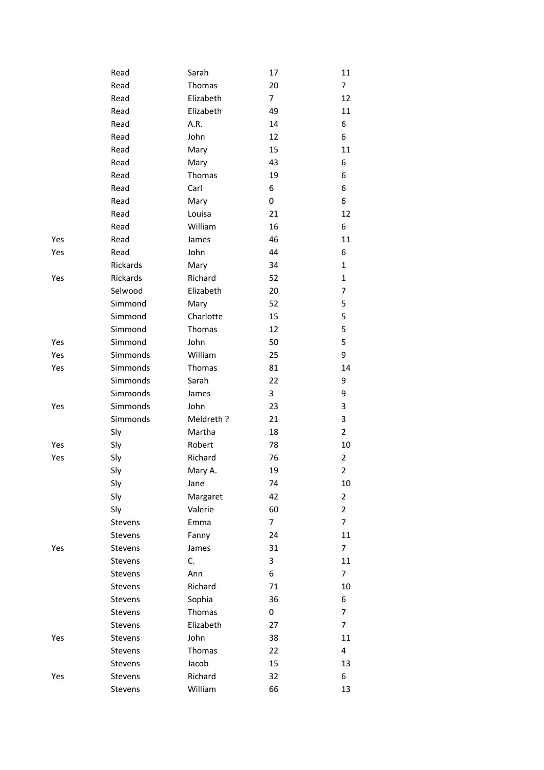| | | | | |
|---|---|---|---|---|
| | Read | Sarah | 17 | 11 |
| | Read | Thomas | 20 | 7 |
| | Read | Elizabeth | 7 | 12 |
| | Read | Elizabeth | 49 | 11 |
| | Read | A.R. | 14 | 6 |
| | Read | John | 12 | 6 |
| | Read | Mary | 15 | 11 |
| | Read | Mary | 43 | 6 |
| | Read | Thomas | 19 | 6 |
| | Read | Carl | 6 | 6 |
| | Read | Mary | 0 | 6 |
| | Read | Louisa | 21 | 12 |
| | Read | William | 16 | 6 |
| Yes | Read | James | 46 | 11 |
| Yes | Read | John | 44 | 6 |
| | Rickards | Mary | 34 | 1 |
| Yes | Rickards | Richard | 52 | 1 |
| | Selwood | Elizabeth | 20 | 7 |
| | Simmond | Mary | 52 | 5 |
| | Simmond | Charlotte | 15 | 5 |
| | Simmond | Thomas | 12 | 5 |
| Yes | Simmond | John | 50 | 5 |
| Yes | Simmonds | William | 25 | 9 |
| Yes | Simmonds | Thomas | 81 | 14 |
| | Simmonds | Sarah | 22 | 9 |
| | Simmonds | James | 3 | 9 |
| Yes | Simmonds | John | 23 | 3 |
| | Simmonds | Meldreth ? | 21 | 3 |
| | Sly | Martha | 18 | 2 |
| Yes | Sly | Robert | 78 | 10 |
| Yes | Sly | Richard | 76 | 2 |
| | Sly | Mary A. | 19 | 2 |
| | Sly | Jane | 74 | 10 |
| | Sly | Margaret | 42 | 2 |
| | Sly | Valerie | 60 | 2 |
| | Stevens | Emma | 7 | 7 |
| | Stevens | Fanny | 24 | 11 |
| Yes | Stevens | James | 31 | 7 |
| | Stevens | C. | 3 | 11 |
| | Stevens | Ann | 6 | 7 |
| | Stevens | Richard | 71 | 10 |
| | Stevens | Sophia | 36 | 6 |
| | Stevens | Thomas | 0 | 7 |
| | Stevens | Elizabeth | 27 | 7 |
| Yes | Stevens | John | 38 | 11 |
| | Stevens | Thomas | 22 | 4 |
| | Stevens | Jacob | 15 | 13 |
| Yes | Stevens | Richard | 32 | 6 |
| | Stevens | William | 66 | 13 |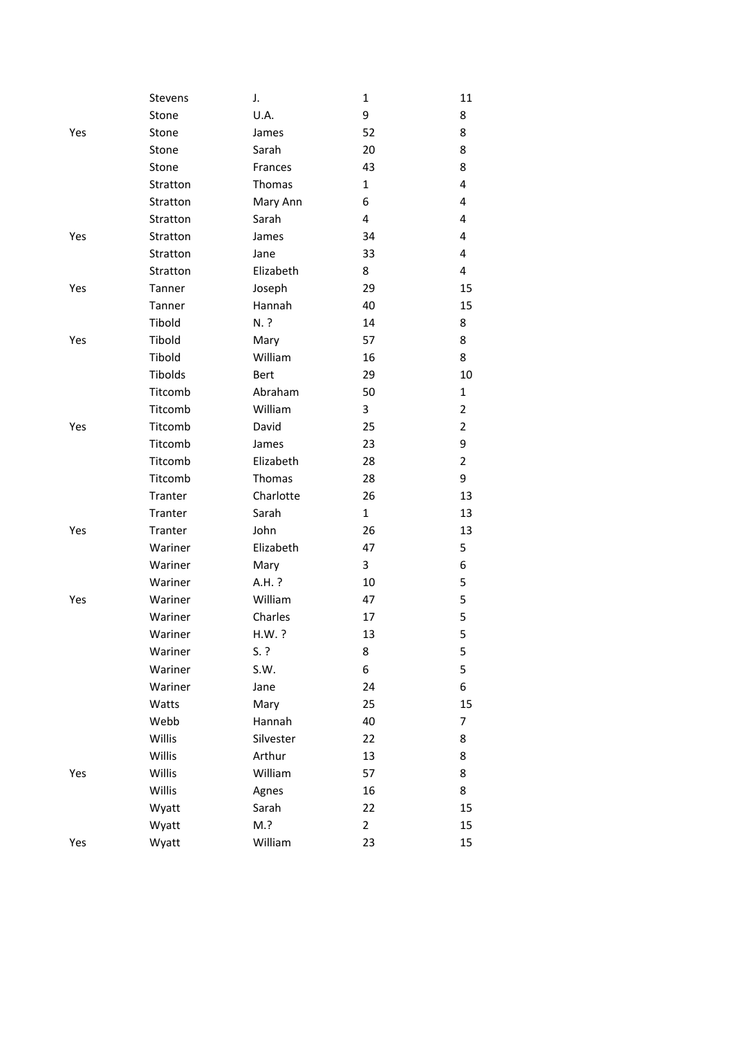| | | | | |
|---|---|---|---|---|
| | Stevens | J. | 1 | 11 |
| | Stone | U.A. | 9 | 8 |
| Yes | Stone | James | 52 | 8 |
| | Stone | Sarah | 20 | 8 |
| | Stone | Frances | 43 | 8 |
| | Stratton | Thomas | 1 | 4 |
| | Stratton | Mary Ann | 6 | 4 |
| | Stratton | Sarah | 4 | 4 |
| Yes | Stratton | James | 34 | 4 |
| | Stratton | Jane | 33 | 4 |
| | Stratton | Elizabeth | 8 | 4 |
| Yes | Tanner | Joseph | 29 | 15 |
| | Tanner | Hannah | 40 | 15 |
| | Tibold | N. ? | 14 | 8 |
| Yes | Tibold | Mary | 57 | 8 |
| | Tibold | William | 16 | 8 |
| | Tibolds | Bert | 29 | 10 |
| | Titcomb | Abraham | 50 | 1 |
| | Titcomb | William | 3 | 2 |
| Yes | Titcomb | David | 25 | 2 |
| | Titcomb | James | 23 | 9 |
| | Titcomb | Elizabeth | 28 | 2 |
| | Titcomb | Thomas | 28 | 9 |
| | Tranter | Charlotte | 26 | 13 |
| | Tranter | Sarah | 1 | 13 |
| Yes | Tranter | John | 26 | 13 |
| | Wariner | Elizabeth | 47 | 5 |
| | Wariner | Mary | 3 | 6 |
| | Wariner | A.H. ? | 10 | 5 |
| Yes | Wariner | William | 47 | 5 |
| | Wariner | Charles | 17 | 5 |
| | Wariner | H.W. ? | 13 | 5 |
| | Wariner | S. ? | 8 | 5 |
| | Wariner | S.W. | 6 | 5 |
| | Wariner | Jane | 24 | 6 |
| | Watts | Mary | 25 | 15 |
| | Webb | Hannah | 40 | 7 |
| | Willis | Silvester | 22 | 8 |
| | Willis | Arthur | 13 | 8 |
| Yes | Willis | William | 57 | 8 |
| | Willis | Agnes | 16 | 8 |
| | Wyatt | Sarah | 22 | 15 |
| | Wyatt | M.? | 2 | 15 |
| Yes | Wyatt | William | 23 | 15 |